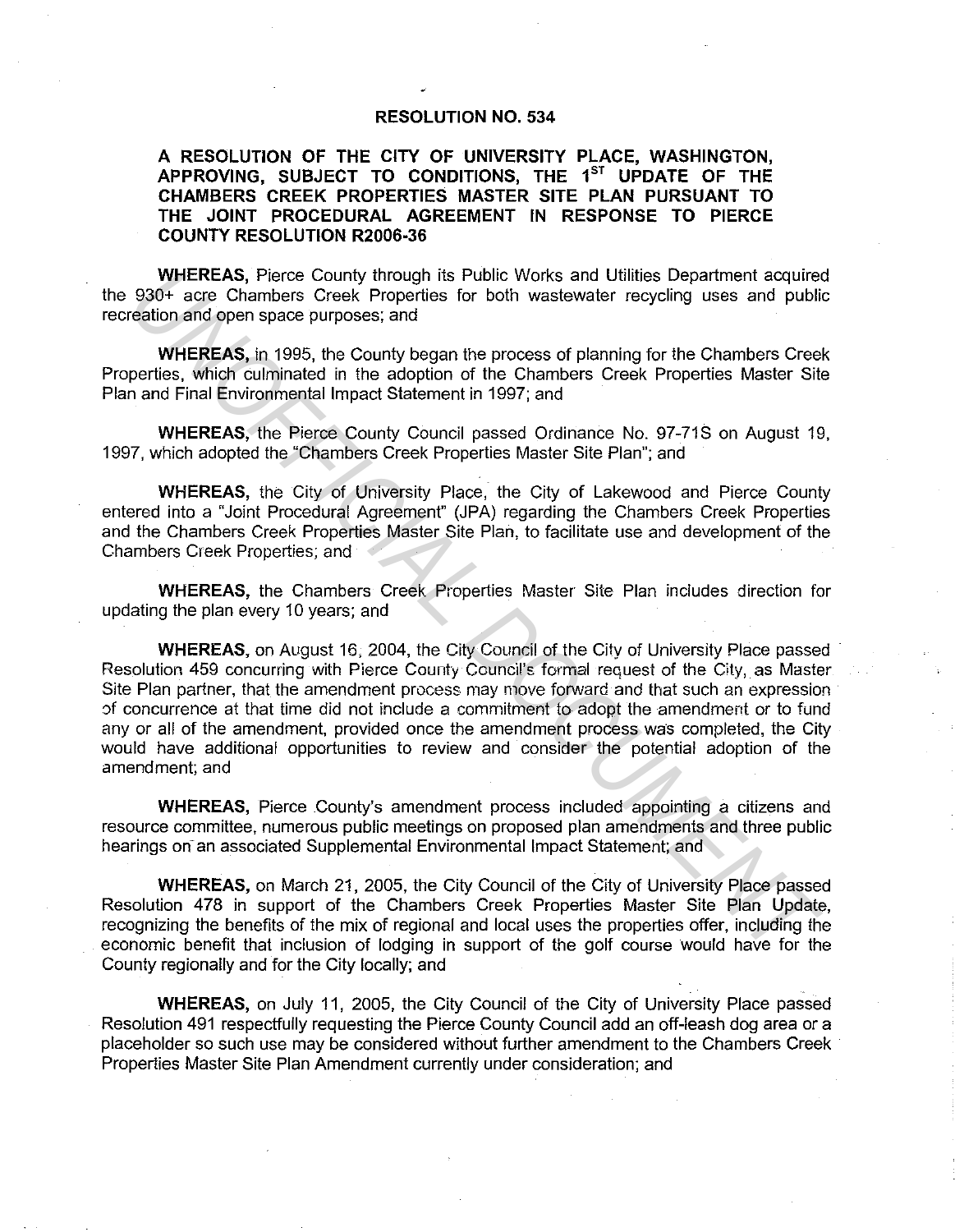# RESOLUTION NO. 534

## A RESOLUTION OF THE CITY OF UNIVERSITY PLACE, WASHINGTON, APPROVING, SUBJECT TO CONDITIONS, THE 1ST UPDATE OF THE CHAMBERS CREEK PROPERTIES MASTER SITE PLAN PURSUANT TO THE JOINT PROCEDURAL AGREEMENT IN RESPONSE TO PIERCE COUNTY RESOLUTION R2006-36

**WHEREAS,** Pierce County through its Public Works and Utilities Department acquired the 930+ acre Chambers Creek Properties for both wastewater recycling uses and public recreation and open space purposes; and

**WHEREAS,** in 1995, the County began the process of planning for the Chambers Creek Properties, which culminated in the adoption of the Chambers Creek Properties Master Site Plan and Final Environmental Impact Statement in 1997; and

**WHEREAS,** the Pierce County Council passed Ordinance No. 97-71S on August 19, 1997, which adopted the "Chambers Creek Properties Master Site Plan"; and

**WHEREAS,** the City of University Place, the City of Lakewood and Pierce County entered into a "Joint Procedural Agreement" (JPA) regarding the Chambers Creek Properties and the Chambers Creek Properties Master Site Plan, to facilitate use and development of the Chambers Creek Properties; and

**WHEREAS,** the Chambers Creek Properties Master Site Plan includes direction for updating the plan every 10 years; and

**WHEREAS,** on August 16, 2004, the City Council of the City of University Place passed Resolution 459 concurring with Pierce County Council's formal request of the City, as Master Site Plan partner, that the amendment process may move forward and that such an expression of concurrence at that time did not include a commitment to adopt the amendment or to fund any or all of the amendment, provided once the amendment process was completed, the City would have additional opportunities to review and consider the potential adoption of the amendment; and

**WHEREAS,** Pierce County's amendment process included appointing a citizens and resource committee, numerous public meetings on proposed plan amendments and three public hearings on an associated Supplemental Environmental Impact Statement; and

**WHEREAS,** on March 21, 2005, the City Council of the City of University Place passed Resolution 478 in support of the Chambers Creek Properties Master Site Plan Update, recognizing the benefits of the mix of regional and local uses the properties offer, including the economic benefit that inclusion of lodging in support of the golf course would have for the County regionally and for the City locally; and

**WHEREAS,** on July 11, 2005, the City Council of the City of University Place passed Resolution 491 respectfully requesting the Pierce County Council add an off-leash dog area or a placeholder so such use may be considered without further amendment to the Chambers Creek Properties Master Site Plan Amendment currently under consideration; and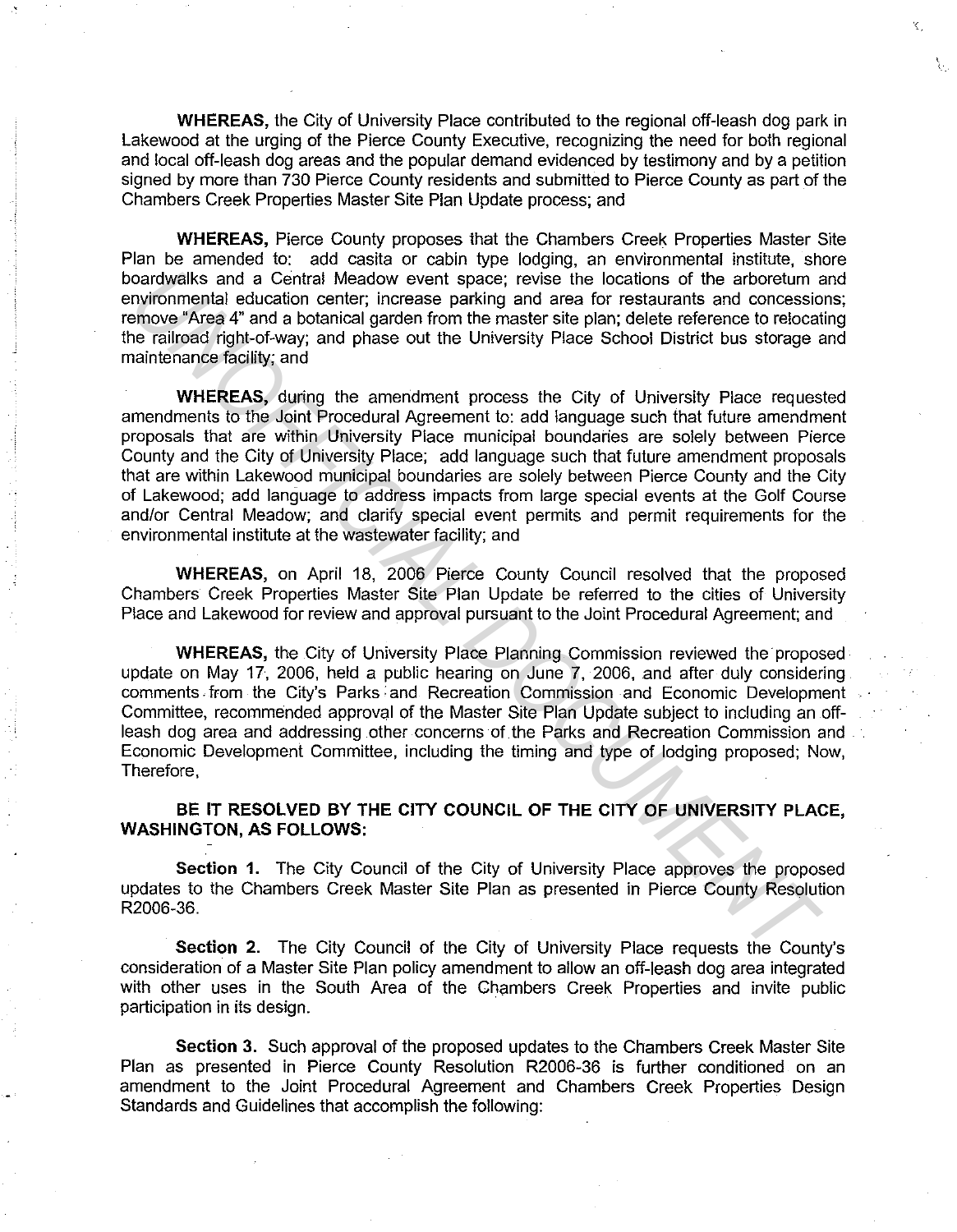**WHEREAS,** the City of University Place contributed to the regional off-leash dog park in Lakewood at the urging of the Pierce County Executive, recognizing the need for both regional and local off-leash dog areas and the popular demand evidenced by testimony and by a petition signed by more than 730 Pierce County residents and submitted to Pierce County as part of the Chambers Creek Properties Master Site Plan Update process; and

**WHEREAS,** Pierce County proposes that the Chambers Creek Properties Master Site Plan be amended to: add casita or cabin type lodging, an environmental institute, shore boardwalks and a Central Meadow event space; revise the locations of the arboretum and environmental education center; increase parking and area for restaurants and concessions; remove "Area 4" and a botanical garden from the master site plan; delete reference to relocating the railroad right-of-way; and phase out the University Place School District bus storage and maintenance facility; and

**WHEREAS,** during the amendment process the City of University Place requested amendments to the Joint Procedural Agreement to: add language such that future amendment proposals that are within University Place municipal boundaries are solely between Pierce County and the City of University Place; add language such that future amendment proposals that are within Lakewood municipal boundaries are solely between Pierce County and the City of Lakewood; add language to address impacts from large special events at the Golf Course and/or Central Meadow; and clarify special event permits and permit requirements for the environmental institute at the wastewater facility; and

**WHEREAS,** on April 18, 2006 Pierce County Council resolved that the proposed Chambers Creek Properties Master Site Plan Update be referred to the cities of University Place and Lakewood for review and approval pursuant to the Joint Procedural Agreement; and

**WHEREAS,** the City of University Place Planning Commission reviewed the proposed update on May 17, 2006, held a public hearing on June 7, 2006, and after duly considering comments from the City's Parks and Recreation Commission and Economic Development Committee, recommended approval of the Master Site Plan Update subject to including an off-leash dog area and addressing other concerns of the Parks and Recreation Commission and Economic Development Committee, including the timing and type of lodging proposed; Now, Therefore,

**BE IT RESOLVED BY THE CITY COUNCIL OF THE CITY OF UNIVERSITY PLACE, WASHINGTON, AS FOLLOWS:**

**Section 1.** The City Council of the City of University Place approves the proposed updates to the Chambers Creek Master Site Plan as presented in Pierce County Resolution R2006-36.

**Section 2.** The City Council of the City of University Place requests the County's consideration of a Master Site Plan policy amendment to allow an off-leash dog area integrated with other uses in the South Area of the Chambers Creek Properties and invite public participation in its design.

**Section 3.** Such approval of the proposed updates to the Chambers Creek Master Site Plan as presented in Pierce County Resolution R2006-36 is further conditioned on an amendment to the Joint Procedural Agreement and Chambers Creek Properties Design Standards and Guidelines that accomplish the following: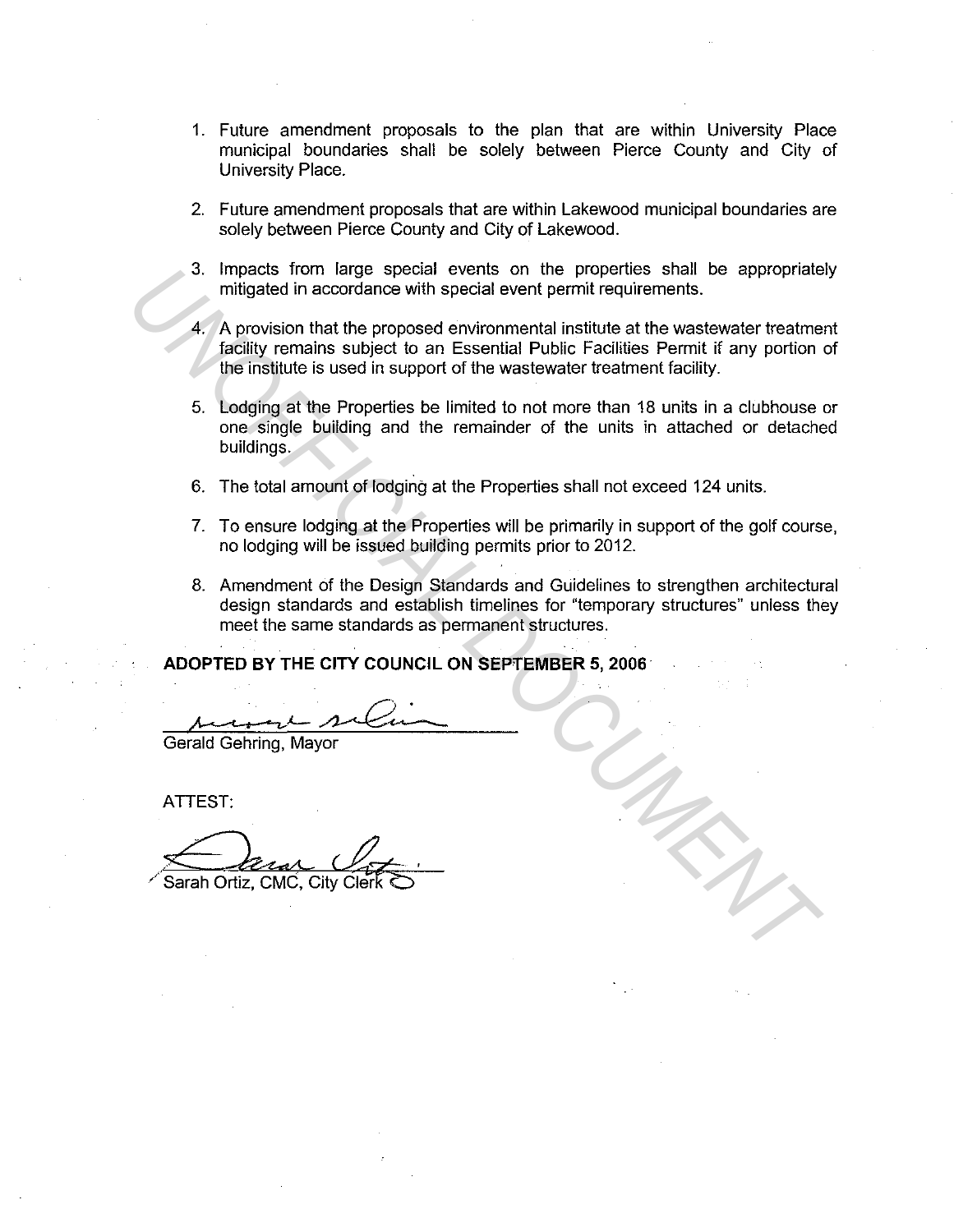1. Future amendment proposals to the plan that are within University Place municipal boundaries shall be solely between Pierce County and City of University Place.

2. Future amendment proposals that are within Lakewood municipal boundaries are solely between Pierce County and City of Lakewood.

3. Impacts from large special events on the properties shall be appropriately mitigated in accordance with special event permit requirements.

4. A provision that the proposed environmental institute at the wastewater treatment facility remains subject to an Essential Public Facilities Permit if any portion of the institute is used in support of the wastewater treatment facility.

5. Lodging at the Properties be limited to not more than 18 units in a clubhouse or one single building and the remainder of the units in attached or detached buildings.

6. The total amount of lodging at the Properties shall not exceed 124 units.

7. To ensure lodging at the Properties will be primarily in support of the golf course, no lodging will be issued building permits prior to 2012.

8. Amendment of the Design Standards and Guidelines to strengthen architectural design standards and establish timelines for "temporary structures" unless they meet the same standards as permanent structures.

**ADOPTED BY THE CITY COUNCIL ON SEPTEMBER 5, 2006**

Gerald Gehring, Mayor

ATTEST:

Sarah Ortiz, CMC, City Clerk

UNOFFICIAL DOCUMENT